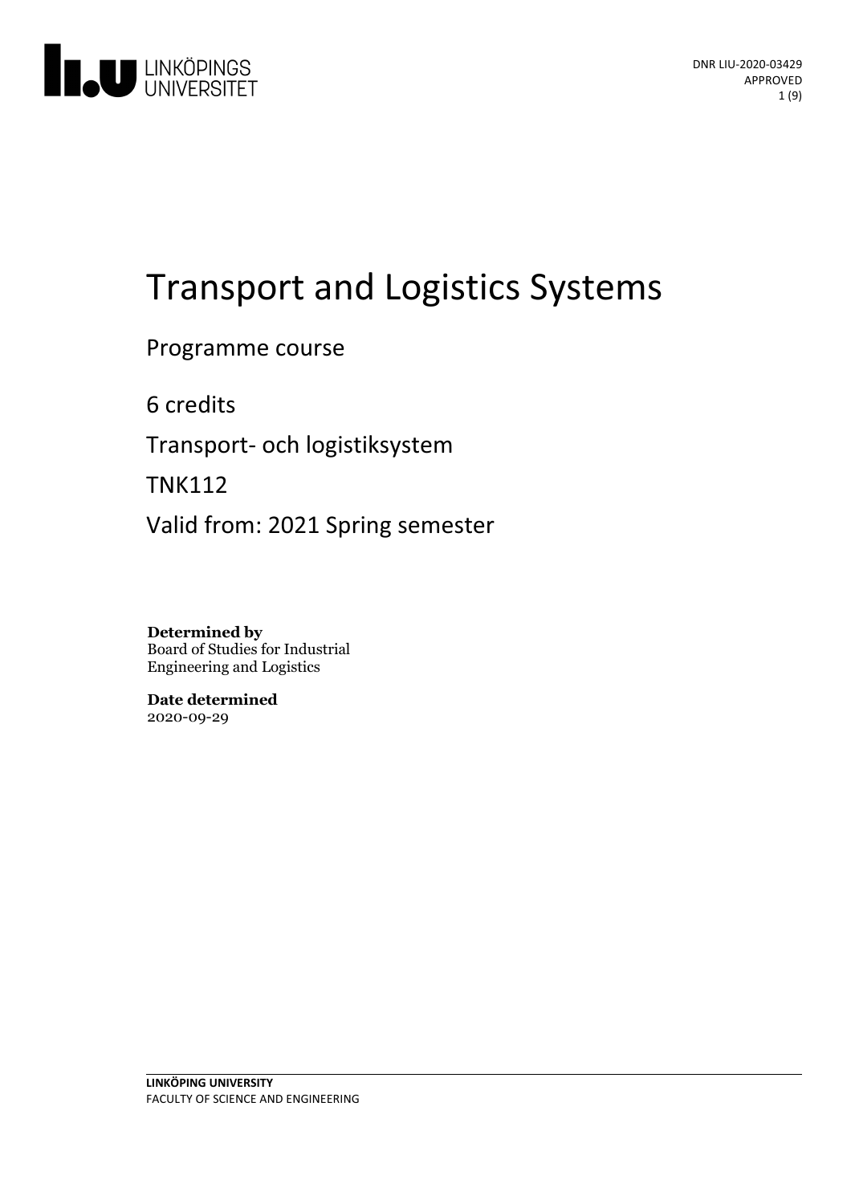DNR LIU-2020-03429
APPROVED

# Transport and Logistics Systems

Programme course

6 credits

Transport- och logistiksystem

TNK112

Valid from: 2021 Spring semester

**Determined by**
Board of Studies for Industrial Engineering and Logistics

**Date determined**
2020-09-29

**LINKÖPING UNIVERSITY**
FACULTY OF SCIENCE AND ENGINEERING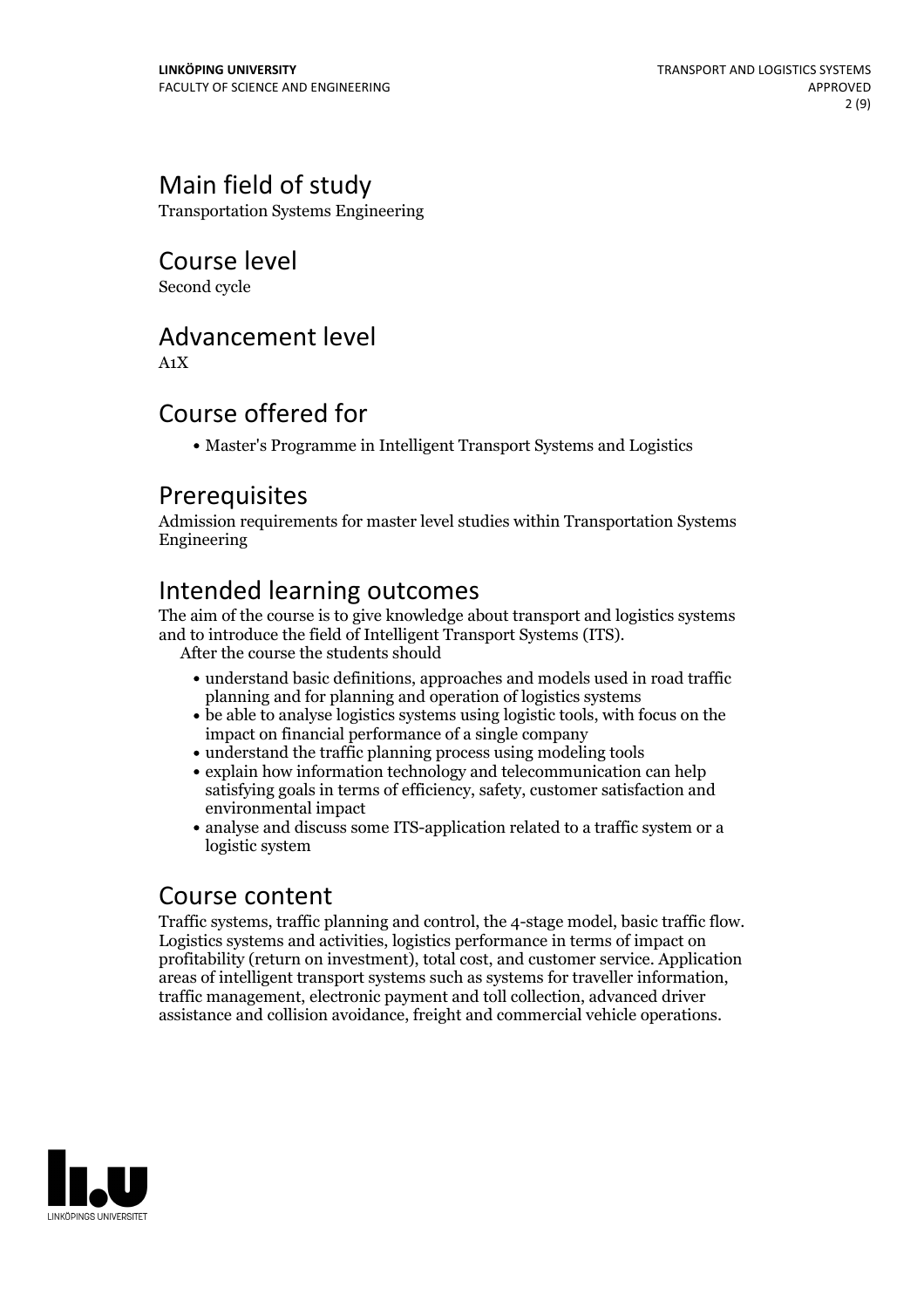## Main field of study

Transportation Systems Engineering

## Course level

Second cycle

## Advancement level

A1X

## Course offered for

- Master's Programme in Intelligent Transport Systems and Logistics

## Prerequisites

Admission requirements for master level studies within Transportation Systems Engineering

## Intended learning outcomes

The aim of the course is to give knowledge about transport and logistics systems and to introduce the field of Intelligent Transport Systems (ITS).
After the course the students should

- understand basic definitions, approaches and models used in road traffic planning and for planning and operation of logistics systems
- be able to analyse logistics systems using logistic tools, with focus on the impact on financial performance of a single company
- understand the traffic planning process using modeling tools
- explain how information technology and telecommunication can help satisfying goals in terms of efficiency, safety, customer satisfaction and environmental impact
- analyse and discuss some ITS-application related to a traffic system or a logistic system

## Course content

Traffic systems, traffic planning and control, the 4-stage model, basic traffic flow. Logistics systems and activities, logistics performance in terms of impact on profitability (return on investment), total cost, and customer service. Application areas of intelligent transport systems such as systems for traveller information, traffic management, electronic payment and toll collection, advanced driver assistance and collision avoidance, freight and commercial vehicle operations.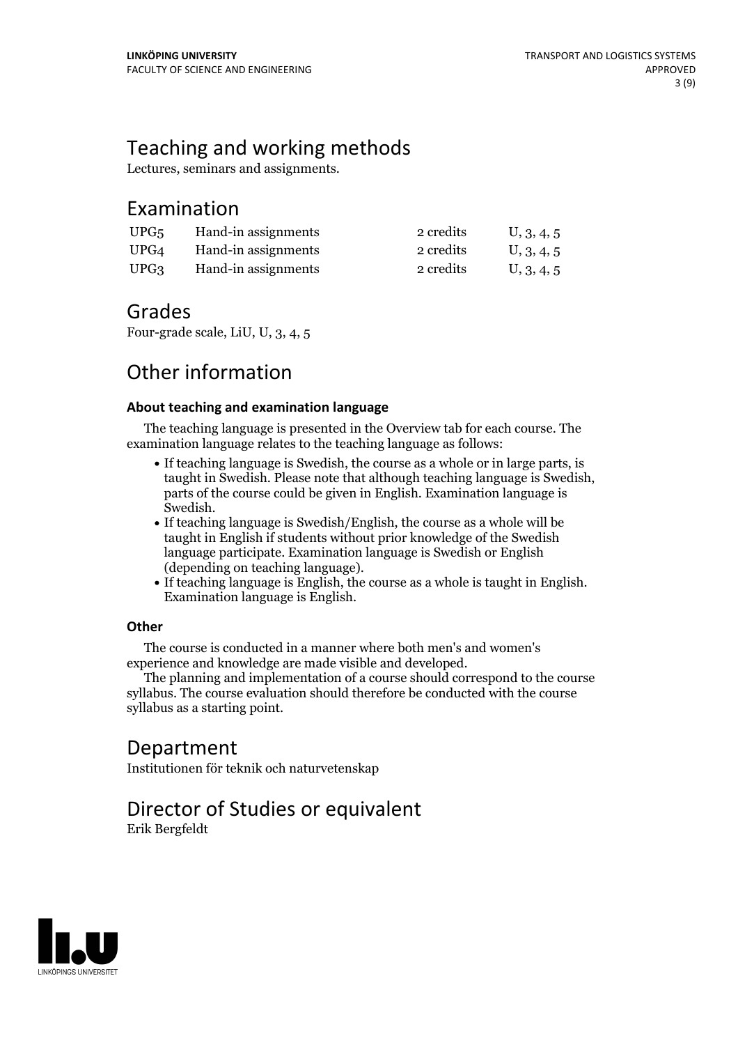## Teaching and working methods

Lectures, seminars and assignments.

## Examination

| | | | |
|---|---|---|---|
| UPG5 | Hand-in assignments | 2 credits | U, 3, 4, 5 |
| UPG4 | Hand-in assignments | 2 credits | U, 3, 4, 5 |
| UPG3 | Hand-in assignments | 2 credits | U, 3, 4, 5 |

## Grades

Four-grade scale, LiU, U, 3, 4, 5

## Other information

### About teaching and examination language

The teaching language is presented in the Overview tab for each course. The examination language relates to the teaching language as follows:

- If teaching language is Swedish, the course as a whole or in large parts, is taught in Swedish. Please note that although teaching language is Swedish, parts of the course could be given in English. Examination language is Swedish.
- If teaching language is Swedish/English, the course as a whole will be taught in English if students without prior knowledge of the Swedish language participate. Examination language is Swedish or English (depending on teaching language).
- If teaching language is English, the course as a whole is taught in English. Examination language is English.

### Other

The course is conducted in a manner where both men's and women's experience and knowledge are made visible and developed.

The planning and implementation of a course should correspond to the course syllabus. The course evaluation should therefore be conducted with the course syllabus as a starting point.

## Department

Institutionen för teknik och naturvetenskap

## Director of Studies or equivalent

Erik Bergfeldt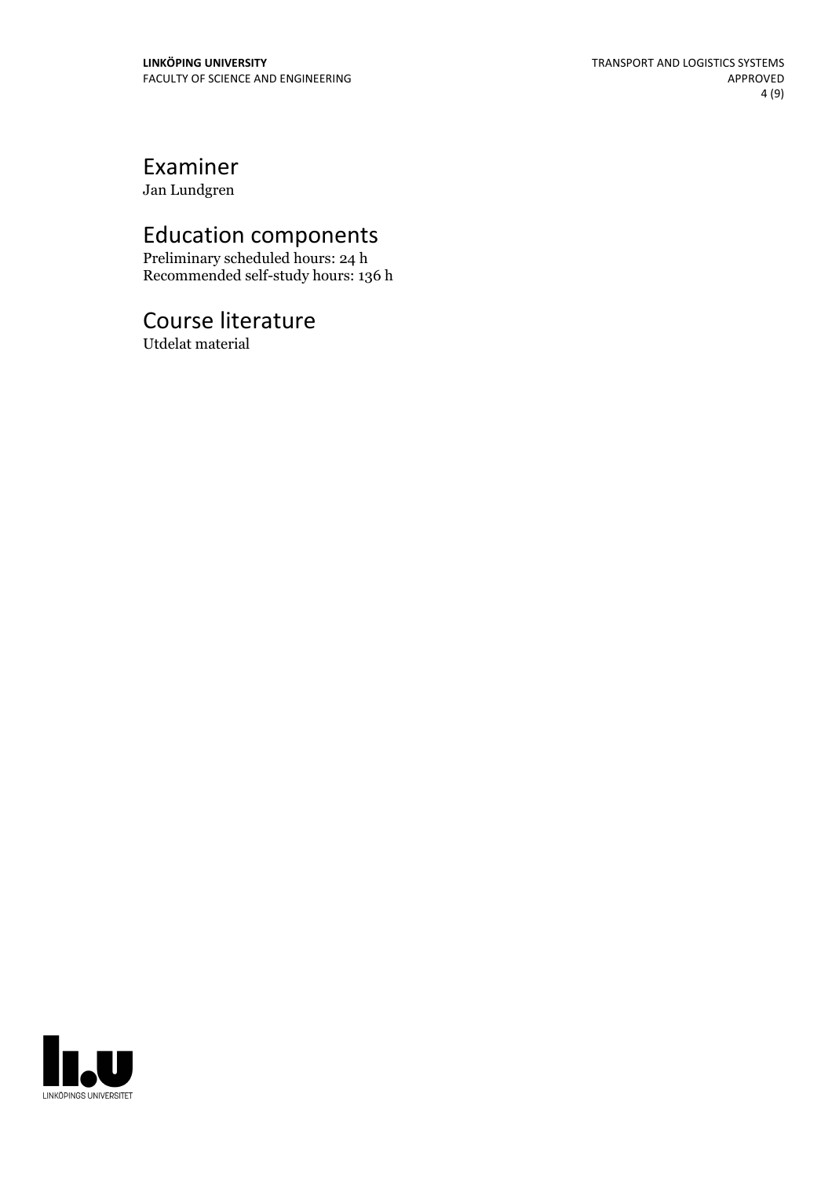## Examiner

Jan Lundgren

## Education components

Preliminary scheduled hours: 24 h
Recommended self-study hours: 136 h

## Course literature

Utdelat material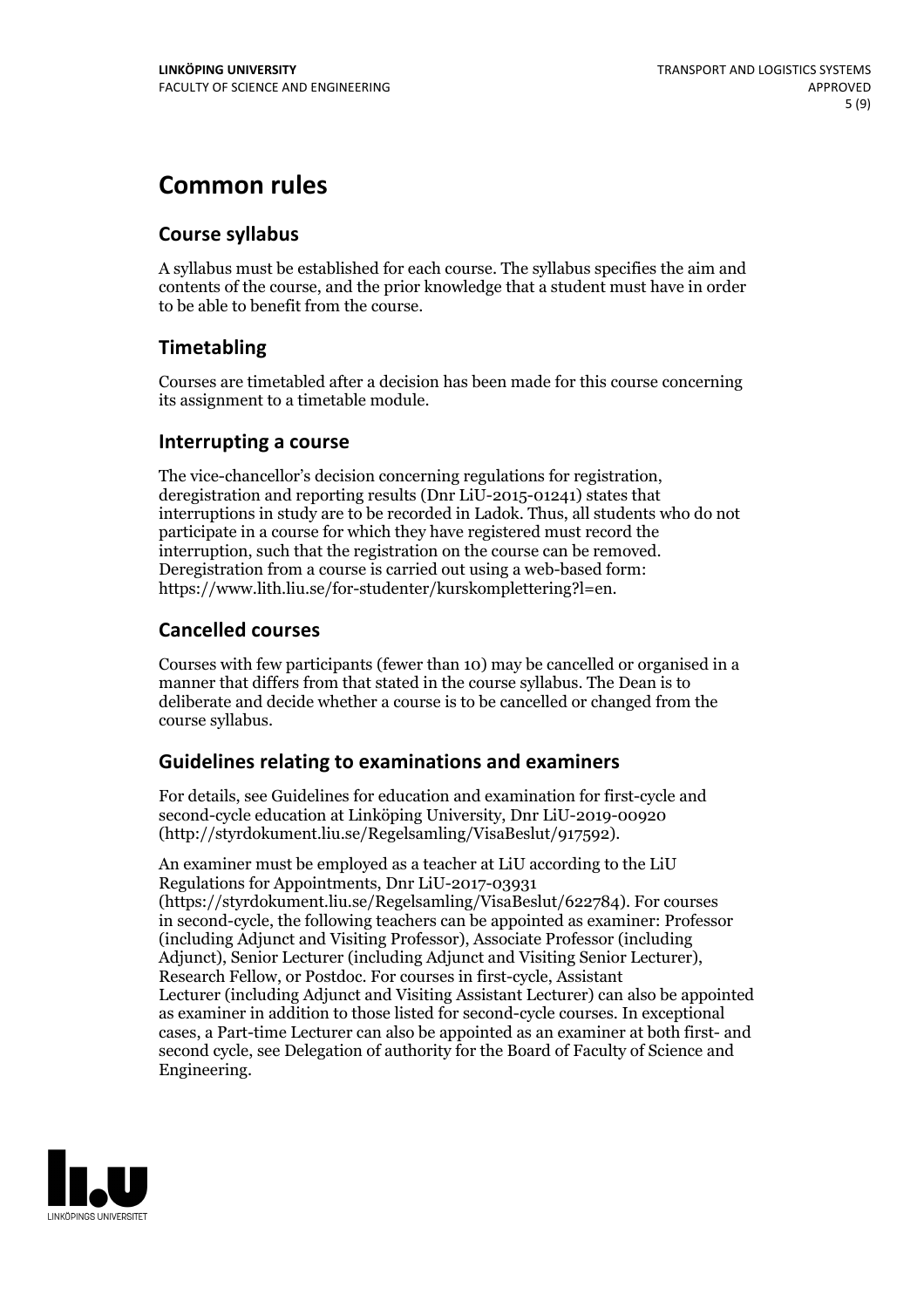# Common rules

## Course syllabus

A syllabus must be established for each course. The syllabus specifies the aim and contents of the course, and the prior knowledge that a student must have in order to be able to benefit from the course.

## Timetabling

Courses are timetabled after a decision has been made for this course concerning its assignment to a timetable module.

## Interrupting a course

The vice-chancellor's decision concerning regulations for registration, deregistration and reporting results (Dnr LiU-2015-01241) states that interruptions in study are to be recorded in Ladok. Thus, all students who do not participate in a course for which they have registered must record the interruption, such that the registration on the course can be removed. Deregistration from a course is carried out using a web-based form: https://www.lith.liu.se/for-studenter/kurskomplettering?l=en.

## Cancelled courses

Courses with few participants (fewer than 10) may be cancelled or organised in a manner that differs from that stated in the course syllabus. The Dean is to deliberate and decide whether a course is to be cancelled or changed from the course syllabus.

## Guidelines relating to examinations and examiners

For details, see Guidelines for education and examination for first-cycle and second-cycle education at Linköping University, Dnr LiU-2019-00920 (http://styrdokument.liu.se/Regelsamling/VisaBeslut/917592).

An examiner must be employed as a teacher at LiU according to the LiU Regulations for Appointments, Dnr LiU-2017-03931 (https://styrdokument.liu.se/Regelsamling/VisaBeslut/622784). For courses in second-cycle, the following teachers can be appointed as examiner: Professor (including Adjunct and Visiting Professor), Associate Professor (including Adjunct), Senior Lecturer (including Adjunct and Visiting Senior Lecturer), Research Fellow, or Postdoc. For courses in first-cycle, Assistant Lecturer (including Adjunct and Visiting Assistant Lecturer) can also be appointed as examiner in addition to those listed for second-cycle courses. In exceptional cases, a Part-time Lecturer can also be appointed as an examiner at both first- and second cycle, see Delegation of authority for the Board of Faculty of Science and Engineering.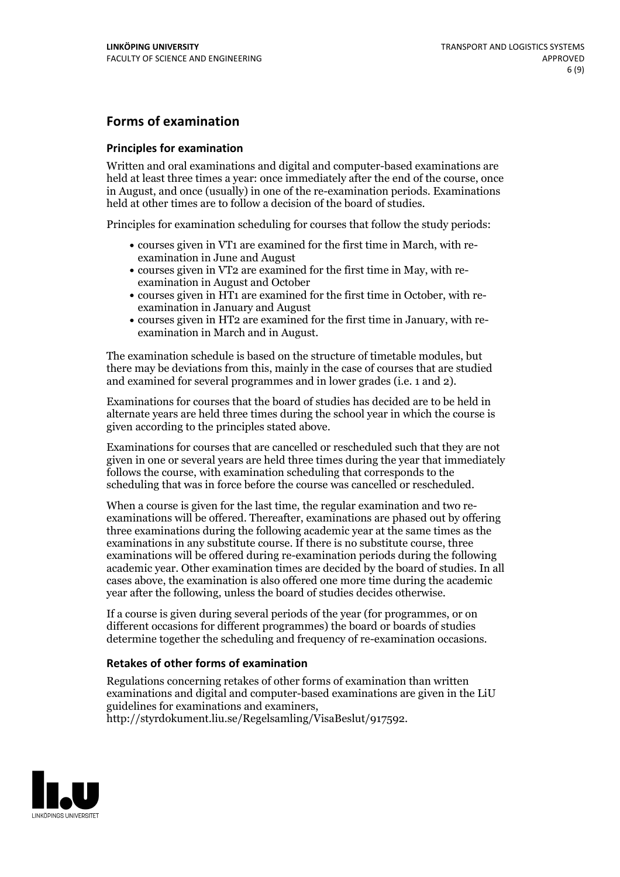## Forms of examination

### Principles for examination

Written and oral examinations and digital and computer-based examinations are held at least three times a year: once immediately after the end of the course, once in August, and once (usually) in one of the re-examination periods. Examinations held at other times are to follow a decision of the board of studies.

Principles for examination scheduling for courses that follow the study periods:

- courses given in VT1 are examined for the first time in March, with re-examination in June and August
- courses given in VT2 are examined for the first time in May, with re-examination in August and October
- courses given in HT1 are examined for the first time in October, with re-examination in January and August
- courses given in HT2 are examined for the first time in January, with re-examination in March and in August.

The examination schedule is based on the structure of timetable modules, but there may be deviations from this, mainly in the case of courses that are studied and examined for several programmes and in lower grades (i.e. 1 and 2).

Examinations for courses that the board of studies has decided are to be held in alternate years are held three times during the school year in which the course is given according to the principles stated above.

Examinations for courses that are cancelled or rescheduled such that they are not given in one or several years are held three times during the year that immediately follows the course, with examination scheduling that corresponds to the scheduling that was in force before the course was cancelled or rescheduled.

When a course is given for the last time, the regular examination and two re-examinations will be offered. Thereafter, examinations are phased out by offering three examinations during the following academic year at the same times as the examinations in any substitute course. If there is no substitute course, three examinations will be offered during re-examination periods during the following academic year. Other examination times are decided by the board of studies. In all cases above, the examination is also offered one more time during the academic year after the following, unless the board of studies decides otherwise.

If a course is given during several periods of the year (for programmes, or on different occasions for different programmes) the board or boards of studies determine together the scheduling and frequency of re-examination occasions.

### Retakes of other forms of examination

Regulations concerning retakes of other forms of examination than written examinations and digital and computer-based examinations are given in the LiU guidelines for examinations and examiners, http://styrdokument.liu.se/Regelsamling/VisaBeslut/917592.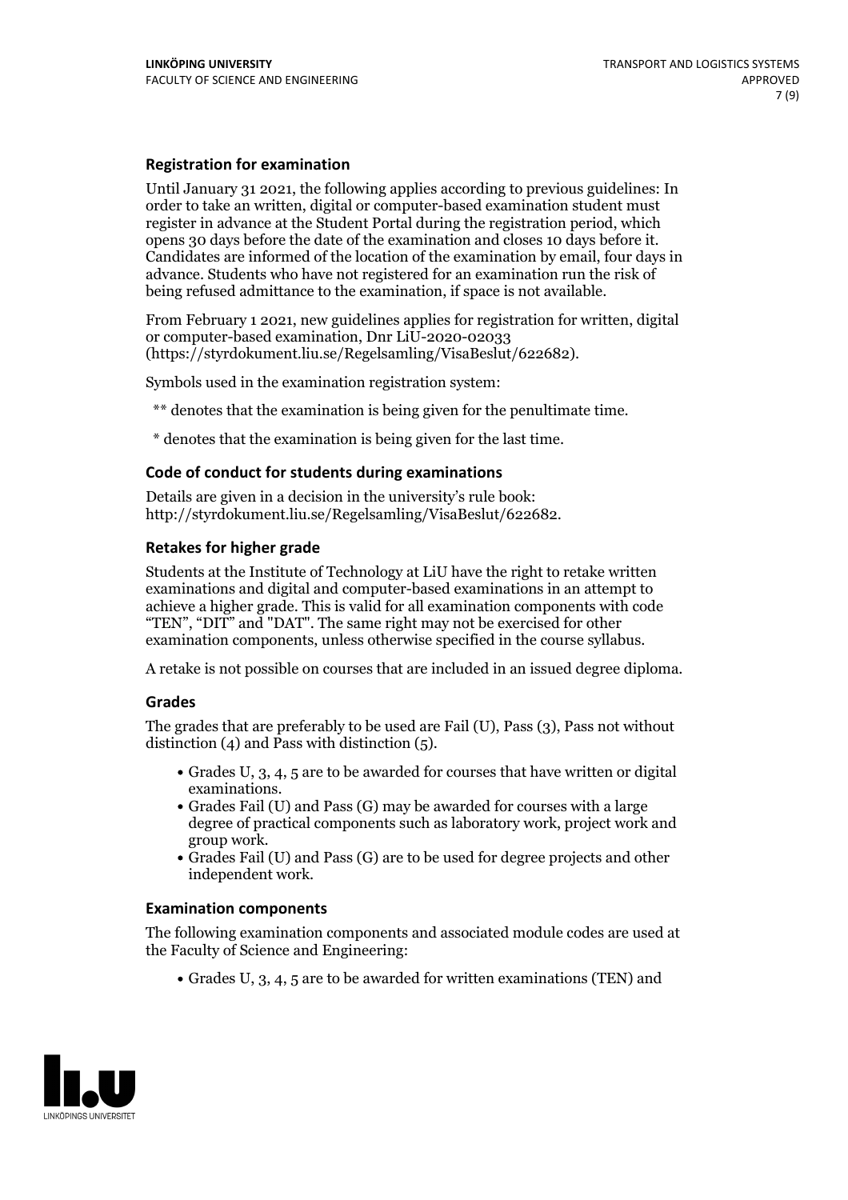### Registration for examination

Until January 31 2021, the following applies according to previous guidelines: In order to take an written, digital or computer-based examination student must register in advance at the Student Portal during the registration period, which opens 30 days before the date of the examination and closes 10 days before it. Candidates are informed of the location of the examination by email, four days in advance. Students who have not registered for an examination run the risk of being refused admittance to the examination, if space is not available.

From February 1 2021, new guidelines applies for registration for written, digital or computer-based examination, Dnr LiU-2020-02033 (https://styrdokument.liu.se/Regelsamling/VisaBeslut/622682).

Symbols used in the examination registration system:

** denotes that the examination is being given for the penultimate time.

* denotes that the examination is being given for the last time.

### Code of conduct for students during examinations

Details are given in a decision in the university's rule book: http://styrdokument.liu.se/Regelsamling/VisaBeslut/622682.

### Retakes for higher grade

Students at the Institute of Technology at LiU have the right to retake written examinations and digital and computer-based examinations in an attempt to achieve a higher grade. This is valid for all examination components with code "TEN", "DIT" and "DAT". The same right may not be exercised for other examination components, unless otherwise specified in the course syllabus.

A retake is not possible on courses that are included in an issued degree diploma.

### Grades

The grades that are preferably to be used are Fail (U), Pass (3), Pass not without distinction (4) and Pass with distinction (5).

- Grades U, 3, 4, 5 are to be awarded for courses that have written or digital examinations.
- Grades Fail (U) and Pass (G) may be awarded for courses with a large degree of practical components such as laboratory work, project work and group work.
- Grades Fail (U) and Pass (G) are to be used for degree projects and other independent work.

### Examination components

The following examination components and associated module codes are used at the Faculty of Science and Engineering:

- Grades U, 3, 4, 5 are to be awarded for written examinations (TEN) and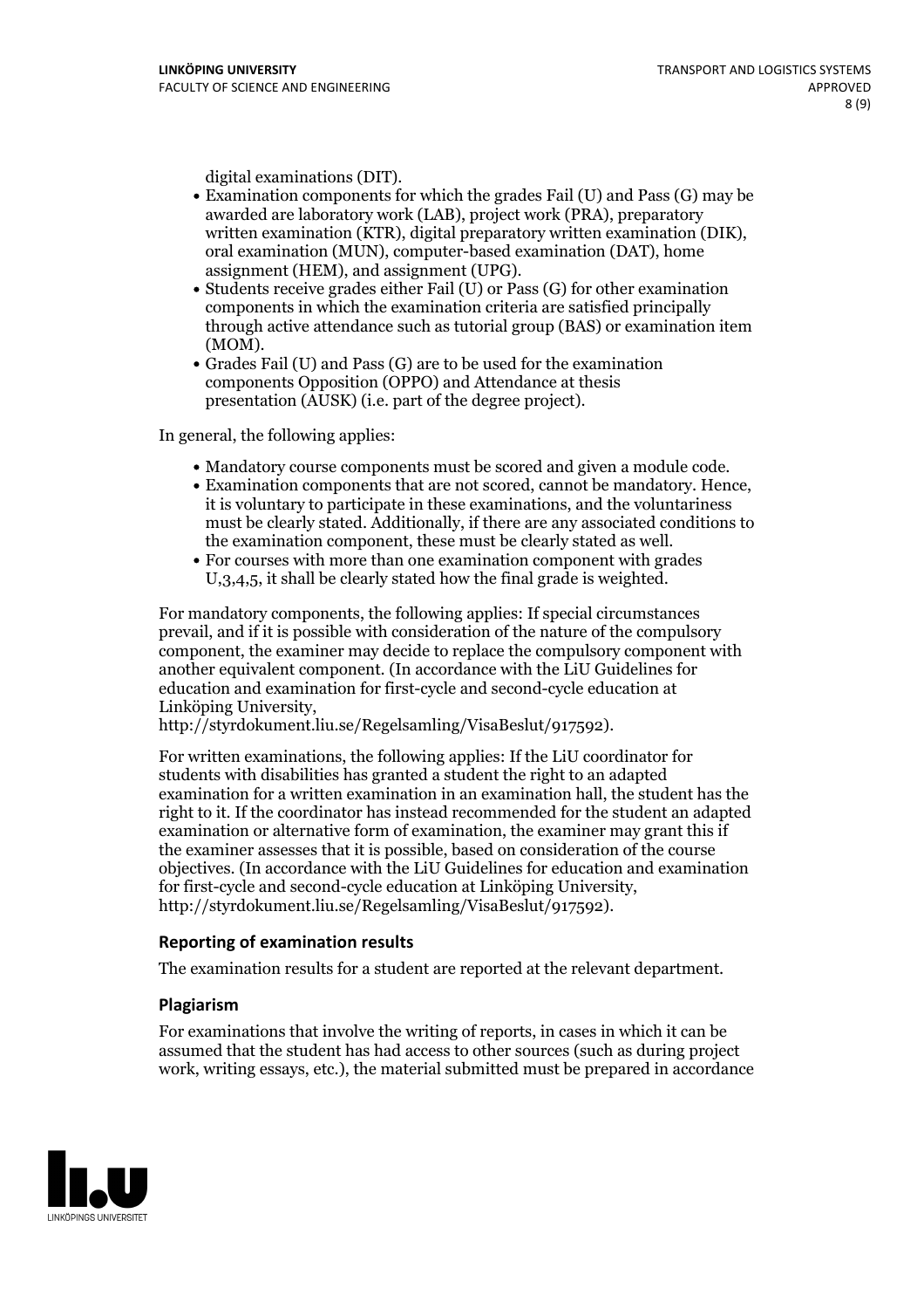digital examinations (DIT).

- Examination components for which the grades Fail (U) and Pass (G) may be awarded are laboratory work (LAB), project work (PRA), preparatory written examination (KTR), digital preparatory written examination (DIK), oral examination (MUN), computer-based examination (DAT), home assignment (HEM), and assignment (UPG).
- Students receive grades either Fail (U) or Pass (G) for other examination components in which the examination criteria are satisfied principally through active attendance such as tutorial group (BAS) or examination item (MOM).
- Grades Fail (U) and Pass (G) are to be used for the examination components Opposition (OPPO) and Attendance at thesis presentation (AUSK) (i.e. part of the degree project).

In general, the following applies:

- Mandatory course components must be scored and given a module code.
- Examination components that are not scored, cannot be mandatory. Hence, it is voluntary to participate in these examinations, and the voluntariness must be clearly stated. Additionally, if there are any associated conditions to the examination component, these must be clearly stated as well.
- For courses with more than one examination component with grades U,3,4,5, it shall be clearly stated how the final grade is weighted.

For mandatory components, the following applies: If special circumstances prevail, and if it is possible with consideration of the nature of the compulsory component, the examiner may decide to replace the compulsory component with another equivalent component. (In accordance with the LiU Guidelines for education and examination for first-cycle and second-cycle education at Linköping University, http://styrdokument.liu.se/Regelsamling/VisaBeslut/917592).

For written examinations, the following applies: If the LiU coordinator for students with disabilities has granted a student the right to an adapted examination for a written examination in an examination hall, the student has the right to it. If the coordinator has instead recommended for the student an adapted examination or alternative form of examination, the examiner may grant this if the examiner assesses that it is possible, based on consideration of the course objectives. (In accordance with the LiU Guidelines for education and examination for first-cycle and second-cycle education at Linköping University, http://styrdokument.liu.se/Regelsamling/VisaBeslut/917592).

### Reporting of examination results

The examination results for a student are reported at the relevant department.

### Plagiarism

For examinations that involve the writing of reports, in cases in which it can be assumed that the student has had access to other sources (such as during project work, writing essays, etc.), the material submitted must be prepared in accordance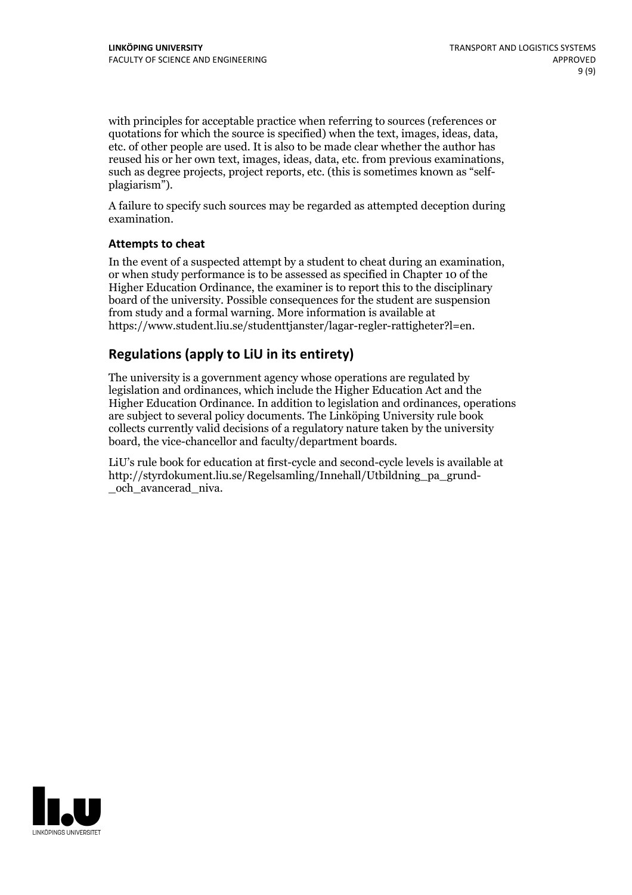with principles for acceptable practice when referring to sources (references or quotations for which the source is specified) when the text, images, ideas, data, etc. of other people are used. It is also to be made clear whether the author has reused his or her own text, images, ideas, data, etc. from previous examinations, such as degree projects, project reports, etc. (this is sometimes known as "self-plagiarism").

A failure to specify such sources may be regarded as attempted deception during examination.

### Attempts to cheat

In the event of a suspected attempt by a student to cheat during an examination, or when study performance is to be assessed as specified in Chapter 10 of the Higher Education Ordinance, the examiner is to report this to the disciplinary board of the university. Possible consequences for the student are suspension from study and a formal warning. More information is available at https://www.student.liu.se/studenttjanster/lagar-regler-rattigheter?l=en.

## Regulations (apply to LiU in its entirety)

The university is a government agency whose operations are regulated by legislation and ordinances, which include the Higher Education Act and the Higher Education Ordinance. In addition to legislation and ordinances, operations are subject to several policy documents. The Linköping University rule book collects currently valid decisions of a regulatory nature taken by the university board, the vice-chancellor and faculty/department boards.

LiU's rule book for education at first-cycle and second-cycle levels is available at http://styrdokument.liu.se/Regelsamling/Innehall/Utbildning_pa_grund-_och_avancerad_niva.